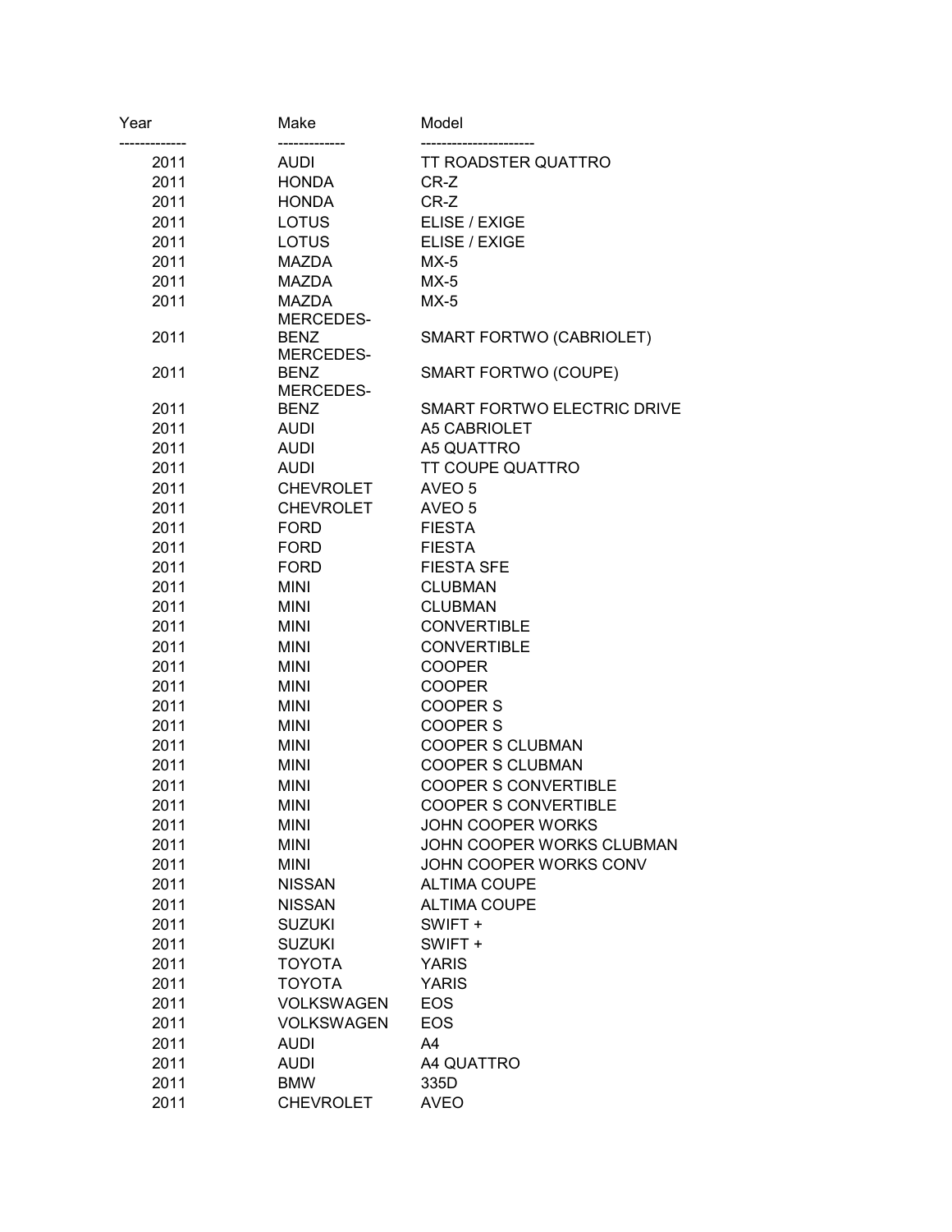| Year | Make | Model |
| --- | --- | --- |
| 2011 | AUDI | TT ROADSTER QUATTRO |
| 2011 | HONDA | CR-Z |
| 2011 | HONDA | CR-Z |
| 2011 | LOTUS | ELISE / EXIGE |
| 2011 | LOTUS | ELISE / EXIGE |
| 2011 | MAZDA | MX-5 |
| 2011 | MAZDA | MX-5 |
| 2011 | MAZDA | MX-5 |
| 2011 | MERCEDES-BENZ | SMART FORTWO (CABRIOLET) |
| 2011 | MERCEDES-BENZ | SMART FORTWO (COUPE) |
| 2011 | MERCEDES-BENZ | SMART FORTWO ELECTRIC DRIVE |
| 2011 | AUDI | A5 CABRIOLET |
| 2011 | AUDI | A5 QUATTRO |
| 2011 | AUDI | TT COUPE QUATTRO |
| 2011 | CHEVROLET | AVEO 5 |
| 2011 | CHEVROLET | AVEO 5 |
| 2011 | FORD | FIESTA |
| 2011 | FORD | FIESTA |
| 2011 | FORD | FIESTA SFE |
| 2011 | MINI | CLUBMAN |
| 2011 | MINI | CLUBMAN |
| 2011 | MINI | CONVERTIBLE |
| 2011 | MINI | CONVERTIBLE |
| 2011 | MINI | COOPER |
| 2011 | MINI | COOPER |
| 2011 | MINI | COOPER S |
| 2011 | MINI | COOPER S |
| 2011 | MINI | COOPER S CLUBMAN |
| 2011 | MINI | COOPER S CLUBMAN |
| 2011 | MINI | COOPER S CONVERTIBLE |
| 2011 | MINI | COOPER S CONVERTIBLE |
| 2011 | MINI | JOHN COOPER WORKS |
| 2011 | MINI | JOHN COOPER WORKS CLUBMAN |
| 2011 | MINI | JOHN COOPER WORKS CONV |
| 2011 | NISSAN | ALTIMA COUPE |
| 2011 | NISSAN | ALTIMA COUPE |
| 2011 | SUZUKI | SWIFT + |
| 2011 | SUZUKI | SWIFT + |
| 2011 | TOYOTA | YARIS |
| 2011 | TOYOTA | YARIS |
| 2011 | VOLKSWAGEN | EOS |
| 2011 | VOLKSWAGEN | EOS |
| 2011 | AUDI | A4 |
| 2011 | AUDI | A4 QUATTRO |
| 2011 | BMW | 335D |
| 2011 | CHEVROLET | AVEO |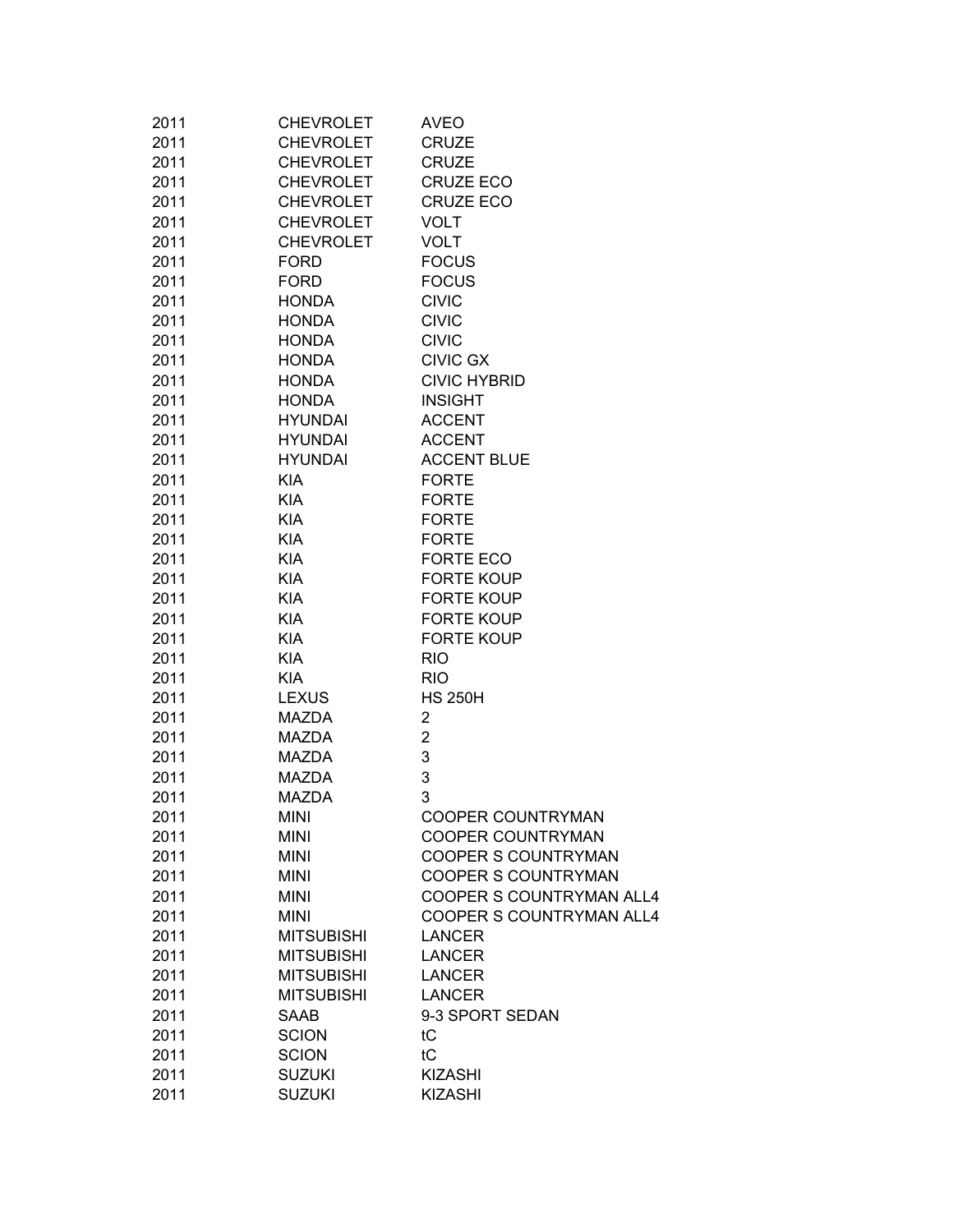| | | |
|---|---|---|
| 2011 | CHEVROLET | AVEO |
| 2011 | CHEVROLET | CRUZE |
| 2011 | CHEVROLET | CRUZE |
| 2011 | CHEVROLET | CRUZE ECO |
| 2011 | CHEVROLET | CRUZE ECO |
| 2011 | CHEVROLET | VOLT |
| 2011 | CHEVROLET | VOLT |
| 2011 | FORD | FOCUS |
| 2011 | FORD | FOCUS |
| 2011 | HONDA | CIVIC |
| 2011 | HONDA | CIVIC |
| 2011 | HONDA | CIVIC |
| 2011 | HONDA | CIVIC GX |
| 2011 | HONDA | CIVIC HYBRID |
| 2011 | HONDA | INSIGHT |
| 2011 | HYUNDAI | ACCENT |
| 2011 | HYUNDAI | ACCENT |
| 2011 | HYUNDAI | ACCENT BLUE |
| 2011 | KIA | FORTE |
| 2011 | KIA | FORTE |
| 2011 | KIA | FORTE |
| 2011 | KIA | FORTE |
| 2011 | KIA | FORTE ECO |
| 2011 | KIA | FORTE KOUP |
| 2011 | KIA | FORTE KOUP |
| 2011 | KIA | FORTE KOUP |
| 2011 | KIA | FORTE KOUP |
| 2011 | KIA | RIO |
| 2011 | KIA | RIO |
| 2011 | LEXUS | HS 250H |
| 2011 | MAZDA | 2 |
| 2011 | MAZDA | 2 |
| 2011 | MAZDA | 3 |
| 2011 | MAZDA | 3 |
| 2011 | MAZDA | 3 |
| 2011 | MINI | COOPER COUNTRYMAN |
| 2011 | MINI | COOPER COUNTRYMAN |
| 2011 | MINI | COOPER S COUNTRYMAN |
| 2011 | MINI | COOPER S COUNTRYMAN |
| 2011 | MINI | COOPER S COUNTRYMAN ALL4 |
| 2011 | MINI | COOPER S COUNTRYMAN ALL4 |
| 2011 | MITSUBISHI | LANCER |
| 2011 | MITSUBISHI | LANCER |
| 2011 | MITSUBISHI | LANCER |
| 2011 | MITSUBISHI | LANCER |
| 2011 | SAAB | 9-3 SPORT SEDAN |
| 2011 | SCION | tC |
| 2011 | SCION | tC |
| 2011 | SUZUKI | KIZASHI |
| 2011 | SUZUKI | KIZASHI |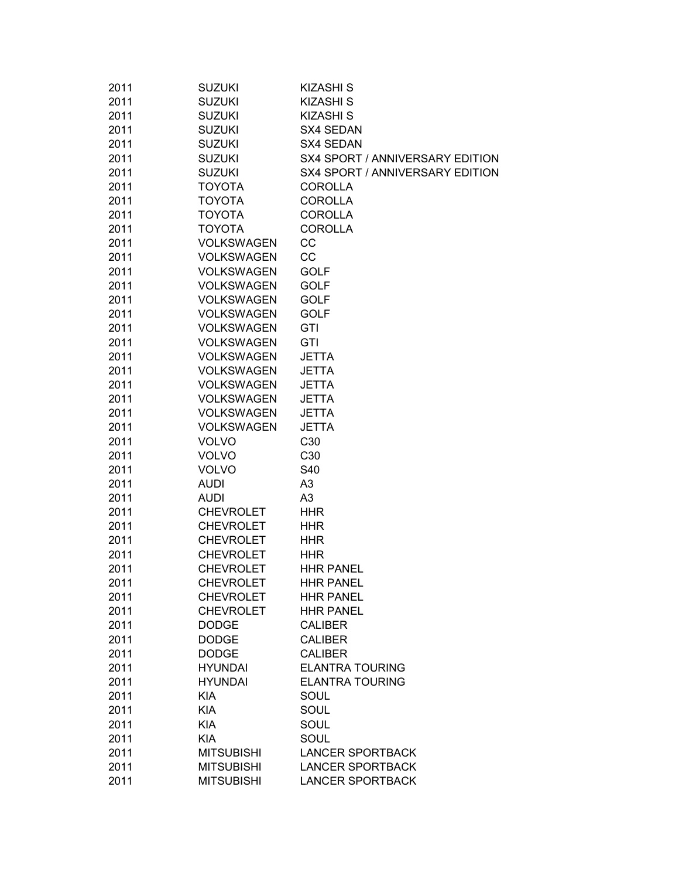| | | |
|---|---|---|
| 2011 | SUZUKI | KIZASHI S |
| 2011 | SUZUKI | KIZASHI S |
| 2011 | SUZUKI | KIZASHI S |
| 2011 | SUZUKI | SX4 SEDAN |
| 2011 | SUZUKI | SX4 SEDAN |
| 2011 | SUZUKI | SX4 SPORT / ANNIVERSARY EDITION |
| 2011 | SUZUKI | SX4 SPORT / ANNIVERSARY EDITION |
| 2011 | TOYOTA | COROLLA |
| 2011 | TOYOTA | COROLLA |
| 2011 | TOYOTA | COROLLA |
| 2011 | TOYOTA | COROLLA |
| 2011 | VOLKSWAGEN | CC |
| 2011 | VOLKSWAGEN | CC |
| 2011 | VOLKSWAGEN | GOLF |
| 2011 | VOLKSWAGEN | GOLF |
| 2011 | VOLKSWAGEN | GOLF |
| 2011 | VOLKSWAGEN | GOLF |
| 2011 | VOLKSWAGEN | GTI |
| 2011 | VOLKSWAGEN | GTI |
| 2011 | VOLKSWAGEN | JETTA |
| 2011 | VOLKSWAGEN | JETTA |
| 2011 | VOLKSWAGEN | JETTA |
| 2011 | VOLKSWAGEN | JETTA |
| 2011 | VOLKSWAGEN | JETTA |
| 2011 | VOLKSWAGEN | JETTA |
| 2011 | VOLVO | C30 |
| 2011 | VOLVO | C30 |
| 2011 | VOLVO | S40 |
| 2011 | AUDI | A3 |
| 2011 | AUDI | A3 |
| 2011 | CHEVROLET | HHR |
| 2011 | CHEVROLET | HHR |
| 2011 | CHEVROLET | HHR |
| 2011 | CHEVROLET | HHR |
| 2011 | CHEVROLET | HHR PANEL |
| 2011 | CHEVROLET | HHR PANEL |
| 2011 | CHEVROLET | HHR PANEL |
| 2011 | CHEVROLET | HHR PANEL |
| 2011 | DODGE | CALIBER |
| 2011 | DODGE | CALIBER |
| 2011 | DODGE | CALIBER |
| 2011 | HYUNDAI | ELANTRA TOURING |
| 2011 | HYUNDAI | ELANTRA TOURING |
| 2011 | KIA | SOUL |
| 2011 | KIA | SOUL |
| 2011 | KIA | SOUL |
| 2011 | KIA | SOUL |
| 2011 | MITSUBISHI | LANCER SPORTBACK |
| 2011 | MITSUBISHI | LANCER SPORTBACK |
| 2011 | MITSUBISHI | LANCER SPORTBACK |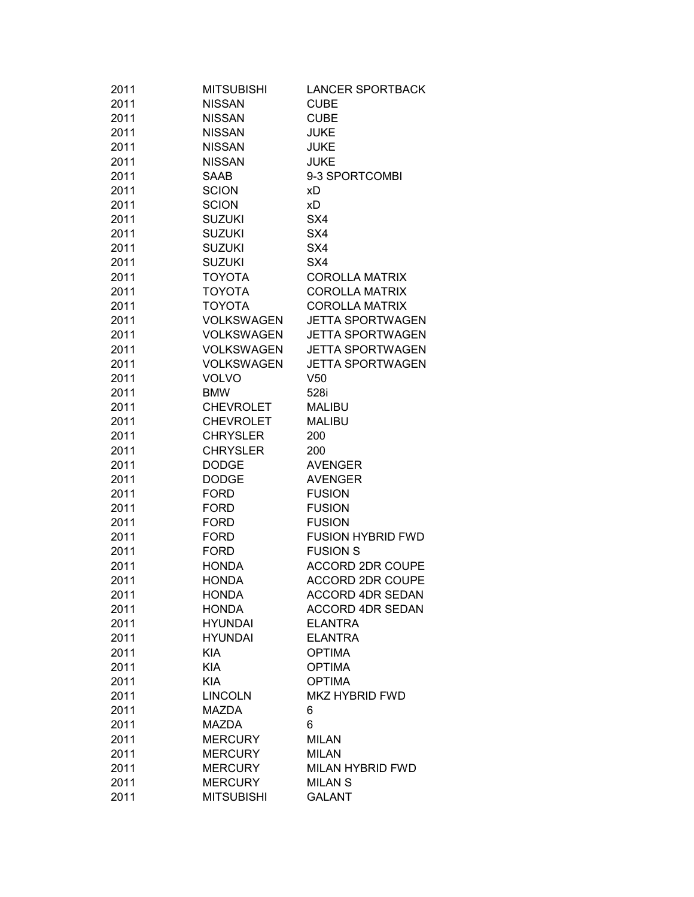| | | |
|---|---|---|
| 2011 | MITSUBISHI | LANCER SPORTBACK |
| 2011 | NISSAN | CUBE |
| 2011 | NISSAN | CUBE |
| 2011 | NISSAN | JUKE |
| 2011 | NISSAN | JUKE |
| 2011 | NISSAN | JUKE |
| 2011 | SAAB | 9-3 SPORTCOMBI |
| 2011 | SCION | xD |
| 2011 | SCION | xD |
| 2011 | SUZUKI | SX4 |
| 2011 | SUZUKI | SX4 |
| 2011 | SUZUKI | SX4 |
| 2011 | SUZUKI | SX4 |
| 2011 | TOYOTA | COROLLA MATRIX |
| 2011 | TOYOTA | COROLLA MATRIX |
| 2011 | TOYOTA | COROLLA MATRIX |
| 2011 | VOLKSWAGEN | JETTA SPORTWAGEN |
| 2011 | VOLKSWAGEN | JETTA SPORTWAGEN |
| 2011 | VOLKSWAGEN | JETTA SPORTWAGEN |
| 2011 | VOLKSWAGEN | JETTA SPORTWAGEN |
| 2011 | VOLVO | V50 |
| 2011 | BMW | 528i |
| 2011 | CHEVROLET | MALIBU |
| 2011 | CHEVROLET | MALIBU |
| 2011 | CHRYSLER | 200 |
| 2011 | CHRYSLER | 200 |
| 2011 | DODGE | AVENGER |
| 2011 | DODGE | AVENGER |
| 2011 | FORD | FUSION |
| 2011 | FORD | FUSION |
| 2011 | FORD | FUSION |
| 2011 | FORD | FUSION HYBRID FWD |
| 2011 | FORD | FUSION S |
| 2011 | HONDA | ACCORD 2DR COUPE |
| 2011 | HONDA | ACCORD 2DR COUPE |
| 2011 | HONDA | ACCORD 4DR SEDAN |
| 2011 | HONDA | ACCORD 4DR SEDAN |
| 2011 | HYUNDAI | ELANTRA |
| 2011 | HYUNDAI | ELANTRA |
| 2011 | KIA | OPTIMA |
| 2011 | KIA | OPTIMA |
| 2011 | KIA | OPTIMA |
| 2011 | LINCOLN | MKZ HYBRID FWD |
| 2011 | MAZDA | 6 |
| 2011 | MAZDA | 6 |
| 2011 | MERCURY | MILAN |
| 2011 | MERCURY | MILAN |
| 2011 | MERCURY | MILAN HYBRID FWD |
| 2011 | MERCURY | MILAN S |
| 2011 | MITSUBISHI | GALANT |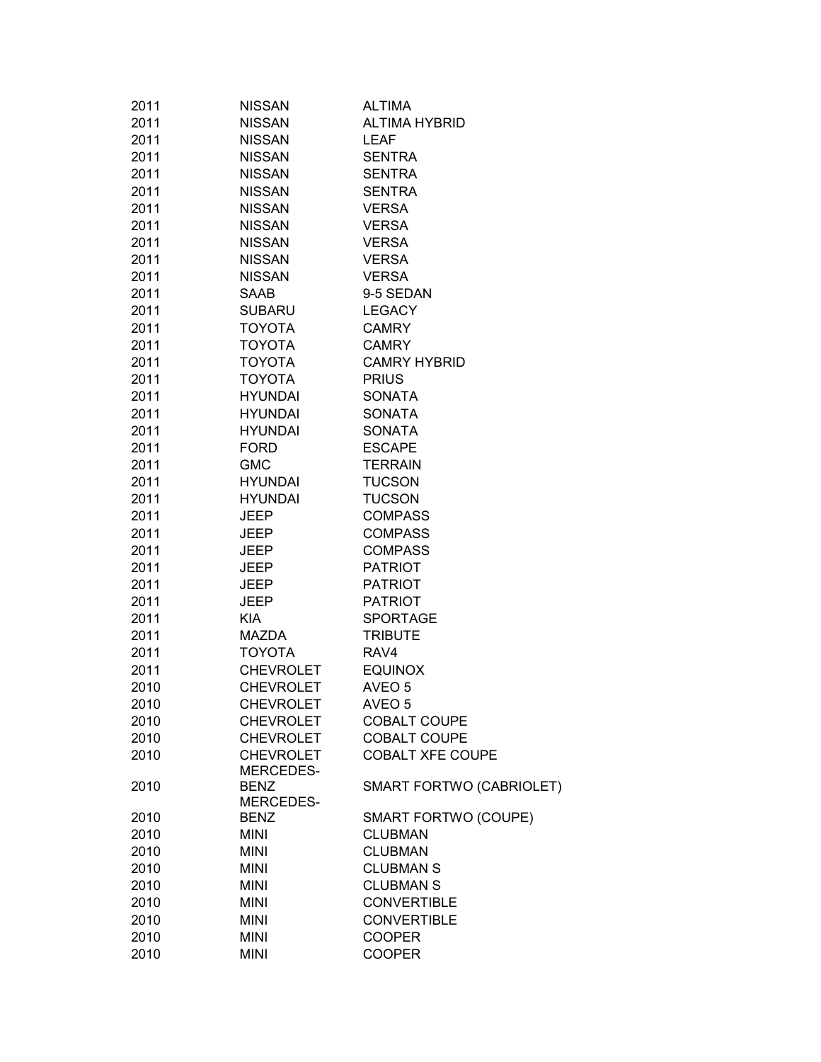| | | |
|---|---|---|
| 2011 | NISSAN | ALTIMA |
| 2011 | NISSAN | ALTIMA HYBRID |
| 2011 | NISSAN | LEAF |
| 2011 | NISSAN | SENTRA |
| 2011 | NISSAN | SENTRA |
| 2011 | NISSAN | SENTRA |
| 2011 | NISSAN | VERSA |
| 2011 | NISSAN | VERSA |
| 2011 | NISSAN | VERSA |
| 2011 | NISSAN | VERSA |
| 2011 | NISSAN | VERSA |
| 2011 | SAAB | 9-5 SEDAN |
| 2011 | SUBARU | LEGACY |
| 2011 | TOYOTA | CAMRY |
| 2011 | TOYOTA | CAMRY |
| 2011 | TOYOTA | CAMRY HYBRID |
| 2011 | TOYOTA | PRIUS |
| 2011 | HYUNDAI | SONATA |
| 2011 | HYUNDAI | SONATA |
| 2011 | HYUNDAI | SONATA |
| 2011 | FORD | ESCAPE |
| 2011 | GMC | TERRAIN |
| 2011 | HYUNDAI | TUCSON |
| 2011 | HYUNDAI | TUCSON |
| 2011 | JEEP | COMPASS |
| 2011 | JEEP | COMPASS |
| 2011 | JEEP | COMPASS |
| 2011 | JEEP | PATRIOT |
| 2011 | JEEP | PATRIOT |
| 2011 | JEEP | PATRIOT |
| 2011 | KIA | SPORTAGE |
| 2011 | MAZDA | TRIBUTE |
| 2011 | TOYOTA | RAV4 |
| 2011 | CHEVROLET | EQUINOX |
| 2010 | CHEVROLET | AVEO 5 |
| 2010 | CHEVROLET | AVEO 5 |
| 2010 | CHEVROLET | COBALT COUPE |
| 2010 | CHEVROLET | COBALT COUPE |
| 2010 | CHEVROLET | COBALT XFE COUPE |
| 2010 | MERCEDES-BENZ | SMART FORTWO (CABRIOLET) |
| 2010 | MERCEDES-BENZ | SMART FORTWO (COUPE) |
| 2010 | MINI | CLUBMAN |
| 2010 | MINI | CLUBMAN |
| 2010 | MINI | CLUBMAN S |
| 2010 | MINI | CLUBMAN S |
| 2010 | MINI | CONVERTIBLE |
| 2010 | MINI | CONVERTIBLE |
| 2010 | MINI | COOPER |
| 2010 | MINI | COOPER |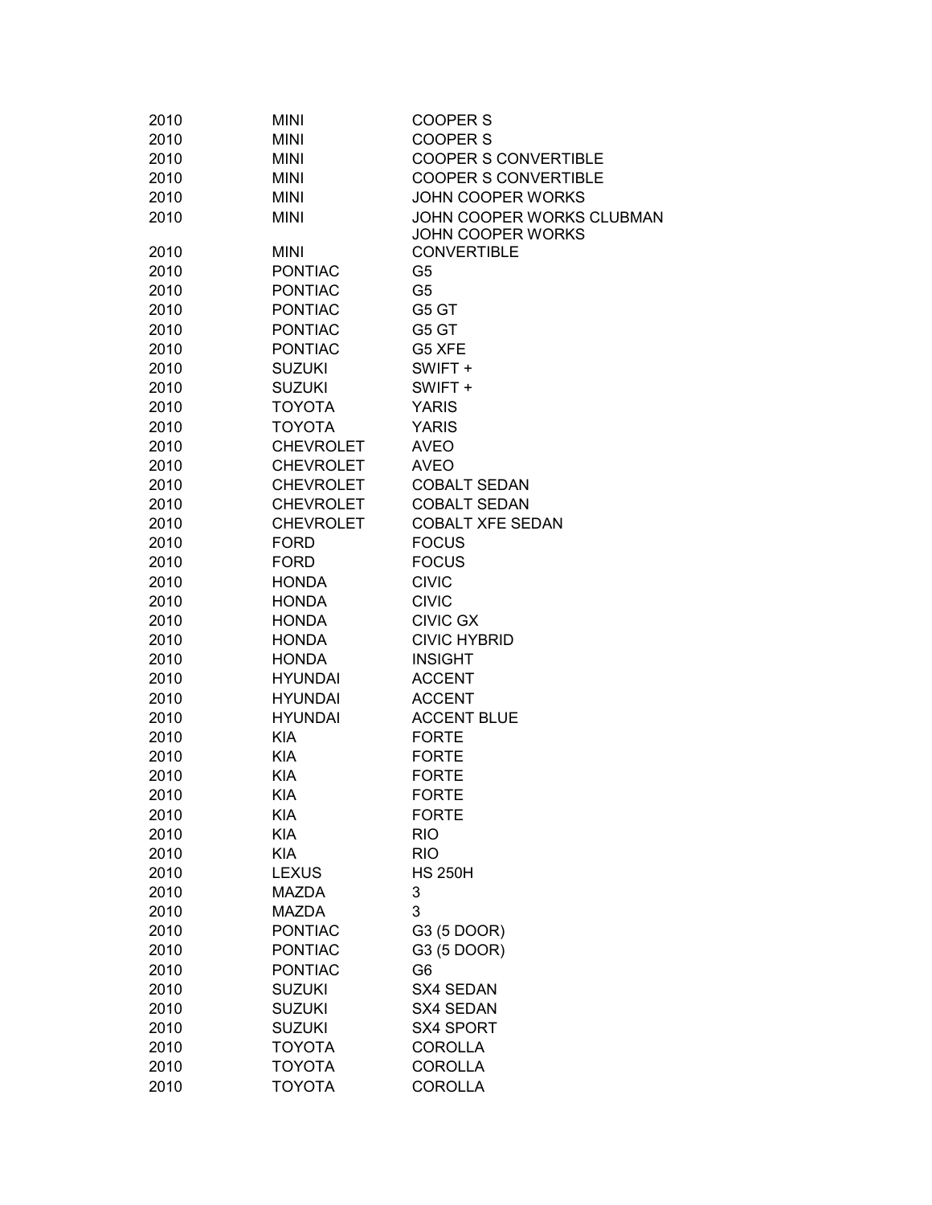| | | |
|---|---|---|
| 2010 | MINI | COOPER S |
| 2010 | MINI | COOPER S |
| 2010 | MINI | COOPER S CONVERTIBLE |
| 2010 | MINI | COOPER S CONVERTIBLE |
| 2010 | MINI | JOHN COOPER WORKS |
| 2010 | MINI | JOHN COOPER WORKS CLUBMAN |
| 2010 | MINI | JOHN COOPER WORKS CONVERTIBLE |
| 2010 | PONTIAC | G5 |
| 2010 | PONTIAC | G5 |
| 2010 | PONTIAC | G5 GT |
| 2010 | PONTIAC | G5 GT |
| 2010 | PONTIAC | G5 XFE |
| 2010 | SUZUKI | SWIFT + |
| 2010 | SUZUKI | SWIFT + |
| 2010 | TOYOTA | YARIS |
| 2010 | TOYOTA | YARIS |
| 2010 | CHEVROLET | AVEO |
| 2010 | CHEVROLET | AVEO |
| 2010 | CHEVROLET | COBALT SEDAN |
| 2010 | CHEVROLET | COBALT SEDAN |
| 2010 | CHEVROLET | COBALT XFE SEDAN |
| 2010 | FORD | FOCUS |
| 2010 | FORD | FOCUS |
| 2010 | HONDA | CIVIC |
| 2010 | HONDA | CIVIC |
| 2010 | HONDA | CIVIC GX |
| 2010 | HONDA | CIVIC HYBRID |
| 2010 | HONDA | INSIGHT |
| 2010 | HYUNDAI | ACCENT |
| 2010 | HYUNDAI | ACCENT |
| 2010 | HYUNDAI | ACCENT BLUE |
| 2010 | KIA | FORTE |
| 2010 | KIA | FORTE |
| 2010 | KIA | FORTE |
| 2010 | KIA | FORTE |
| 2010 | KIA | FORTE |
| 2010 | KIA | RIO |
| 2010 | KIA | RIO |
| 2010 | LEXUS | HS 250H |
| 2010 | MAZDA | 3 |
| 2010 | MAZDA | 3 |
| 2010 | PONTIAC | G3 (5 DOOR) |
| 2010 | PONTIAC | G3 (5 DOOR) |
| 2010 | PONTIAC | G6 |
| 2010 | SUZUKI | SX4 SEDAN |
| 2010 | SUZUKI | SX4 SEDAN |
| 2010 | SUZUKI | SX4 SPORT |
| 2010 | TOYOTA | COROLLA |
| 2010 | TOYOTA | COROLLA |
| 2010 | TOYOTA | COROLLA |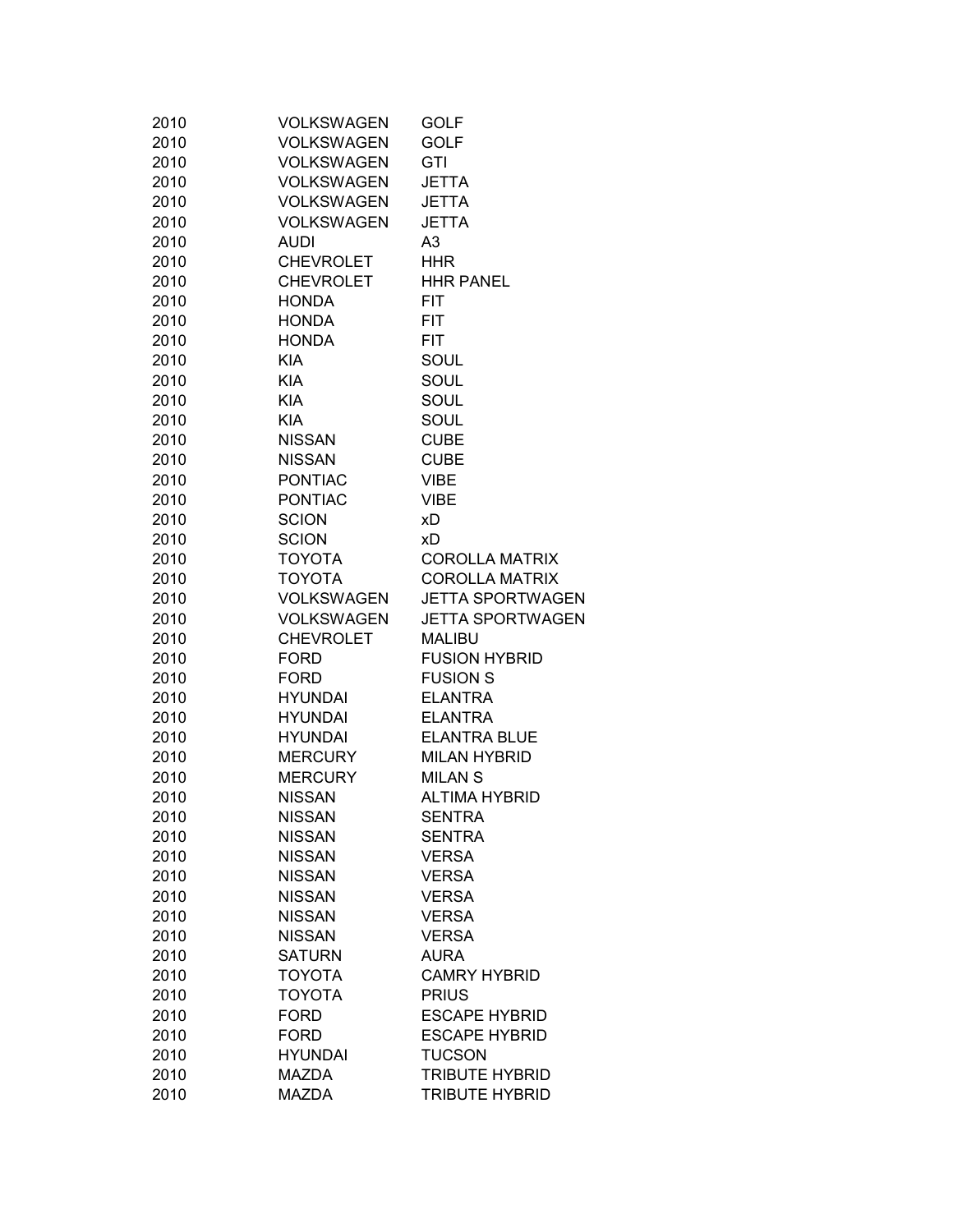| | | |
|---|---|---|
| 2010 | VOLKSWAGEN | GOLF |
| 2010 | VOLKSWAGEN | GOLF |
| 2010 | VOLKSWAGEN | GTI |
| 2010 | VOLKSWAGEN | JETTA |
| 2010 | VOLKSWAGEN | JETTA |
| 2010 | VOLKSWAGEN | JETTA |
| 2010 | AUDI | A3 |
| 2010 | CHEVROLET | HHR |
| 2010 | CHEVROLET | HHR PANEL |
| 2010 | HONDA | FIT |
| 2010 | HONDA | FIT |
| 2010 | HONDA | FIT |
| 2010 | KIA | SOUL |
| 2010 | KIA | SOUL |
| 2010 | KIA | SOUL |
| 2010 | KIA | SOUL |
| 2010 | NISSAN | CUBE |
| 2010 | NISSAN | CUBE |
| 2010 | PONTIAC | VIBE |
| 2010 | PONTIAC | VIBE |
| 2010 | SCION | xD |
| 2010 | SCION | xD |
| 2010 | TOYOTA | COROLLA MATRIX |
| 2010 | TOYOTA | COROLLA MATRIX |
| 2010 | VOLKSWAGEN | JETTA SPORTWAGEN |
| 2010 | VOLKSWAGEN | JETTA SPORTWAGEN |
| 2010 | CHEVROLET | MALIBU |
| 2010 | FORD | FUSION HYBRID |
| 2010 | FORD | FUSION S |
| 2010 | HYUNDAI | ELANTRA |
| 2010 | HYUNDAI | ELANTRA |
| 2010 | HYUNDAI | ELANTRA BLUE |
| 2010 | MERCURY | MILAN HYBRID |
| 2010 | MERCURY | MILAN S |
| 2010 | NISSAN | ALTIMA HYBRID |
| 2010 | NISSAN | SENTRA |
| 2010 | NISSAN | SENTRA |
| 2010 | NISSAN | VERSA |
| 2010 | NISSAN | VERSA |
| 2010 | NISSAN | VERSA |
| 2010 | NISSAN | VERSA |
| 2010 | NISSAN | VERSA |
| 2010 | SATURN | AURA |
| 2010 | TOYOTA | CAMRY HYBRID |
| 2010 | TOYOTA | PRIUS |
| 2010 | FORD | ESCAPE HYBRID |
| 2010 | FORD | ESCAPE HYBRID |
| 2010 | HYUNDAI | TUCSON |
| 2010 | MAZDA | TRIBUTE HYBRID |
| 2010 | MAZDA | TRIBUTE HYBRID |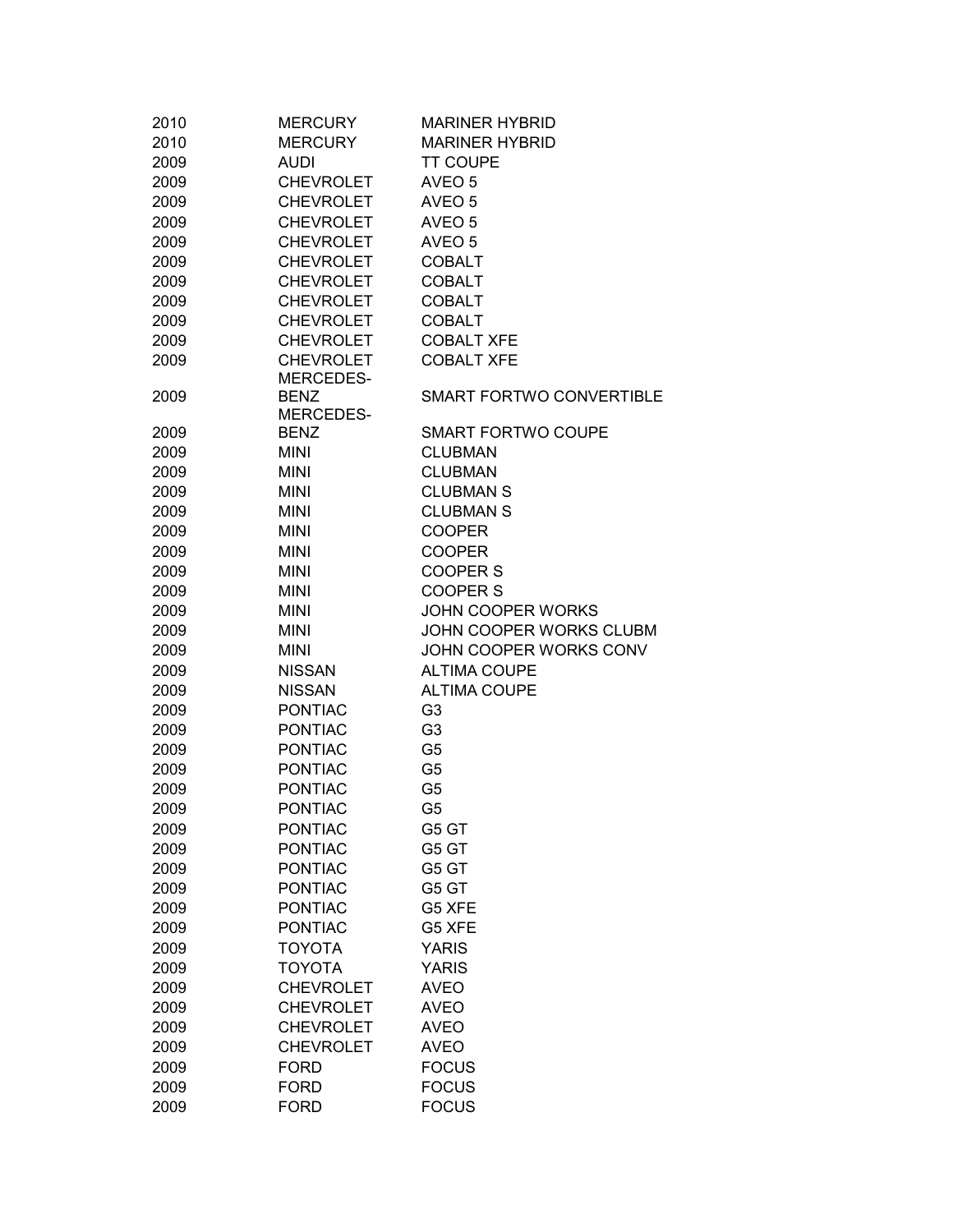| | | |
|---|---|---|
| 2010 | MERCURY | MARINER HYBRID |
| 2010 | MERCURY | MARINER HYBRID |
| 2009 | AUDI | TT COUPE |
| 2009 | CHEVROLET | AVEO 5 |
| 2009 | CHEVROLET | AVEO 5 |
| 2009 | CHEVROLET | AVEO 5 |
| 2009 | CHEVROLET | AVEO 5 |
| 2009 | CHEVROLET | COBALT |
| 2009 | CHEVROLET | COBALT |
| 2009 | CHEVROLET | COBALT |
| 2009 | CHEVROLET | COBALT |
| 2009 | CHEVROLET | COBALT XFE |
| 2009 | CHEVROLET | COBALT XFE |
| 2009 | MERCEDES-BENZ | SMART FORTWO CONVERTIBLE |
| 2009 | MERCEDES-BENZ | SMART FORTWO COUPE |
| 2009 | MINI | CLUBMAN |
| 2009 | MINI | CLUBMAN |
| 2009 | MINI | CLUBMAN S |
| 2009 | MINI | CLUBMAN S |
| 2009 | MINI | COOPER |
| 2009 | MINI | COOPER |
| 2009 | MINI | COOPER S |
| 2009 | MINI | COOPER S |
| 2009 | MINI | JOHN COOPER WORKS |
| 2009 | MINI | JOHN COOPER WORKS CLUBM |
| 2009 | MINI | JOHN COOPER WORKS CONV |
| 2009 | NISSAN | ALTIMA COUPE |
| 2009 | NISSAN | ALTIMA COUPE |
| 2009 | PONTIAC | G3 |
| 2009 | PONTIAC | G3 |
| 2009 | PONTIAC | G5 |
| 2009 | PONTIAC | G5 |
| 2009 | PONTIAC | G5 |
| 2009 | PONTIAC | G5 |
| 2009 | PONTIAC | G5 GT |
| 2009 | PONTIAC | G5 GT |
| 2009 | PONTIAC | G5 GT |
| 2009 | PONTIAC | G5 GT |
| 2009 | PONTIAC | G5 XFE |
| 2009 | PONTIAC | G5 XFE |
| 2009 | TOYOTA | YARIS |
| 2009 | TOYOTA | YARIS |
| 2009 | CHEVROLET | AVEO |
| 2009 | CHEVROLET | AVEO |
| 2009 | CHEVROLET | AVEO |
| 2009 | CHEVROLET | AVEO |
| 2009 | FORD | FOCUS |
| 2009 | FORD | FOCUS |
| 2009 | FORD | FOCUS |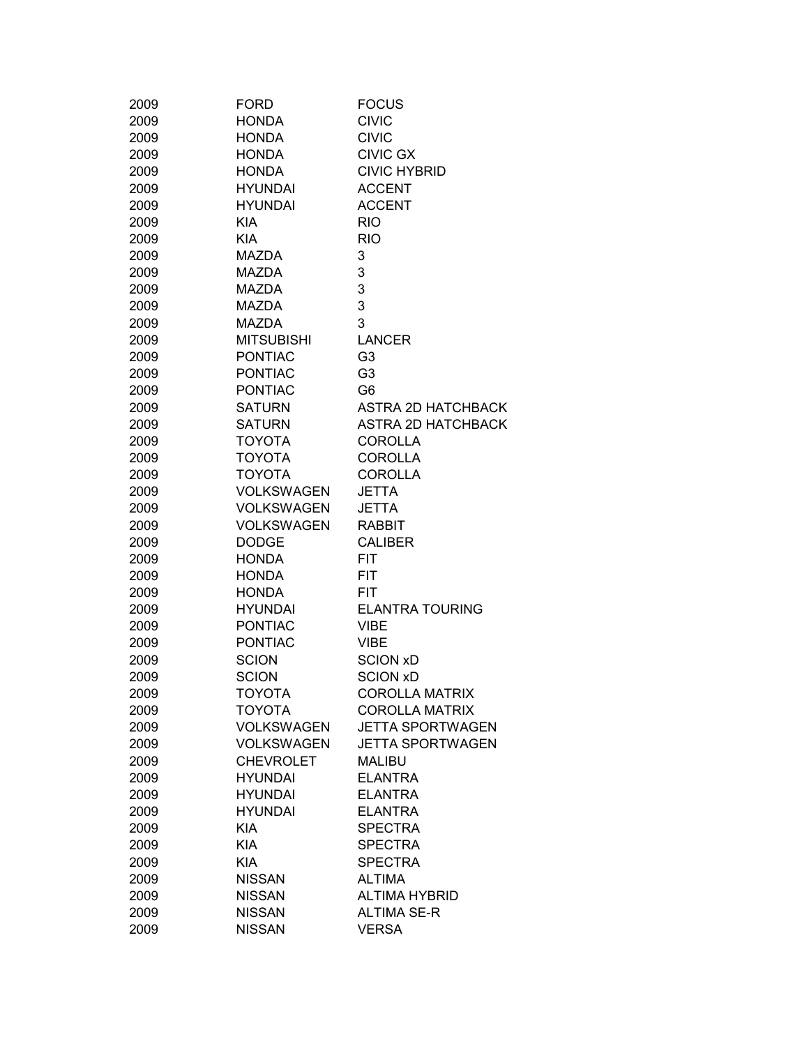| | | |
|---|---|---|
| 2009 | FORD | FOCUS |
| 2009 | HONDA | CIVIC |
| 2009 | HONDA | CIVIC |
| 2009 | HONDA | CIVIC GX |
| 2009 | HONDA | CIVIC HYBRID |
| 2009 | HYUNDAI | ACCENT |
| 2009 | HYUNDAI | ACCENT |
| 2009 | KIA | RIO |
| 2009 | KIA | RIO |
| 2009 | MAZDA | 3 |
| 2009 | MAZDA | 3 |
| 2009 | MAZDA | 3 |
| 2009 | MAZDA | 3 |
| 2009 | MAZDA | 3 |
| 2009 | MITSUBISHI | LANCER |
| 2009 | PONTIAC | G3 |
| 2009 | PONTIAC | G3 |
| 2009 | PONTIAC | G6 |
| 2009 | SATURN | ASTRA 2D HATCHBACK |
| 2009 | SATURN | ASTRA 2D HATCHBACK |
| 2009 | TOYOTA | COROLLA |
| 2009 | TOYOTA | COROLLA |
| 2009 | TOYOTA | COROLLA |
| 2009 | VOLKSWAGEN | JETTA |
| 2009 | VOLKSWAGEN | JETTA |
| 2009 | VOLKSWAGEN | RABBIT |
| 2009 | DODGE | CALIBER |
| 2009 | HONDA | FIT |
| 2009 | HONDA | FIT |
| 2009 | HONDA | FIT |
| 2009 | HYUNDAI | ELANTRA TOURING |
| 2009 | PONTIAC | VIBE |
| 2009 | PONTIAC | VIBE |
| 2009 | SCION | SCION xD |
| 2009 | SCION | SCION xD |
| 2009 | TOYOTA | COROLLA MATRIX |
| 2009 | TOYOTA | COROLLA MATRIX |
| 2009 | VOLKSWAGEN | JETTA SPORTWAGEN |
| 2009 | VOLKSWAGEN | JETTA SPORTWAGEN |
| 2009 | CHEVROLET | MALIBU |
| 2009 | HYUNDAI | ELANTRA |
| 2009 | HYUNDAI | ELANTRA |
| 2009 | HYUNDAI | ELANTRA |
| 2009 | KIA | SPECTRA |
| 2009 | KIA | SPECTRA |
| 2009 | KIA | SPECTRA |
| 2009 | NISSAN | ALTIMA |
| 2009 | NISSAN | ALTIMA HYBRID |
| 2009 | NISSAN | ALTIMA SE-R |
| 2009 | NISSAN | VERSA |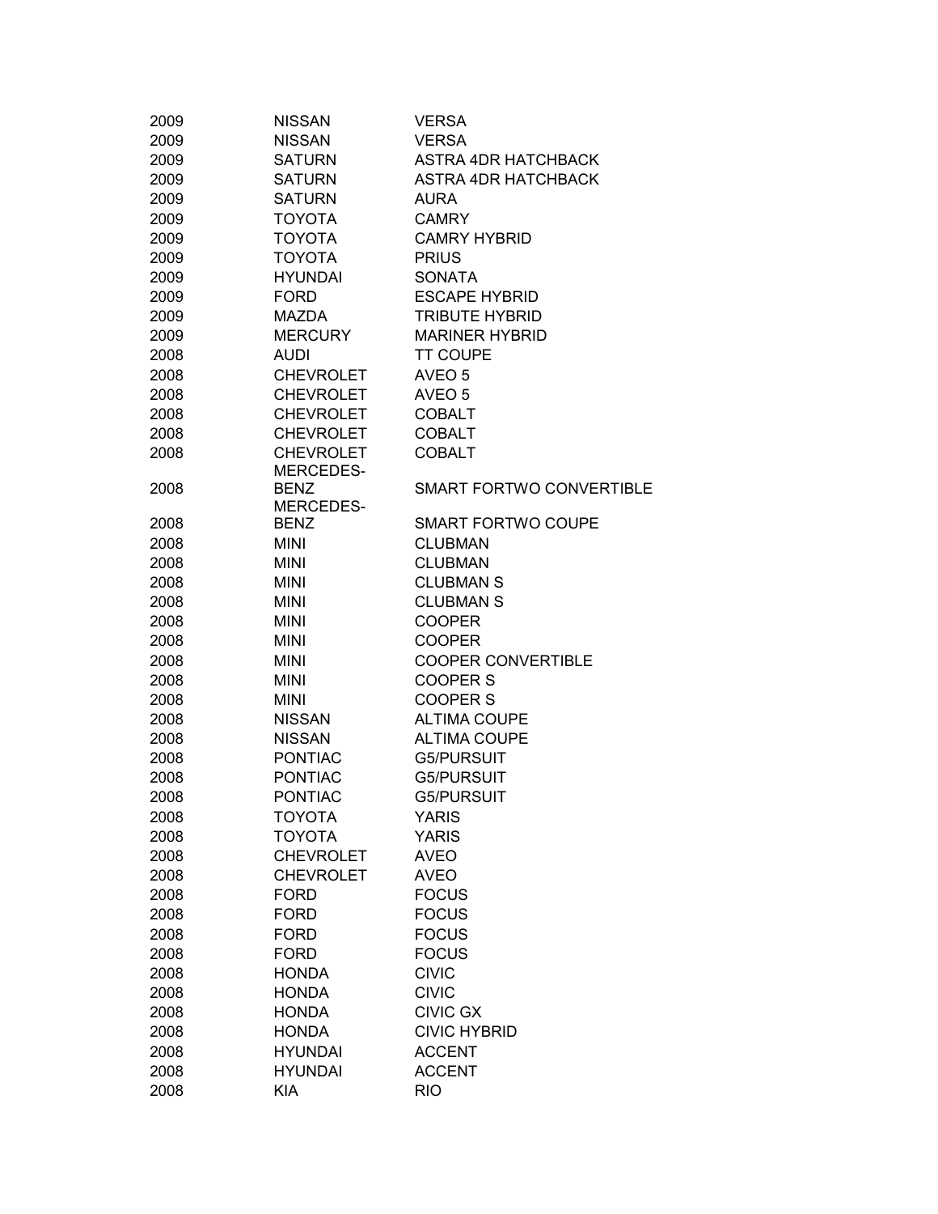| | | |
|---|---|---|
| 2009 | NISSAN | VERSA |
| 2009 | NISSAN | VERSA |
| 2009 | SATURN | ASTRA 4DR HATCHBACK |
| 2009 | SATURN | ASTRA 4DR HATCHBACK |
| 2009 | SATURN | AURA |
| 2009 | TOYOTA | CAMRY |
| 2009 | TOYOTA | CAMRY HYBRID |
| 2009 | TOYOTA | PRIUS |
| 2009 | HYUNDAI | SONATA |
| 2009 | FORD | ESCAPE HYBRID |
| 2009 | MAZDA | TRIBUTE HYBRID |
| 2009 | MERCURY | MARINER HYBRID |
| 2008 | AUDI | TT COUPE |
| 2008 | CHEVROLET | AVEO 5 |
| 2008 | CHEVROLET | AVEO 5 |
| 2008 | CHEVROLET | COBALT |
| 2008 | CHEVROLET | COBALT |
| 2008 | CHEVROLET | COBALT |
| 2008 | MERCEDES-BENZ | SMART FORTWO CONVERTIBLE |
| 2008 | MERCEDES-BENZ | SMART FORTWO COUPE |
| 2008 | MINI | CLUBMAN |
| 2008 | MINI | CLUBMAN |
| 2008 | MINI | CLUBMAN S |
| 2008 | MINI | CLUBMAN S |
| 2008 | MINI | COOPER |
| 2008 | MINI | COOPER |
| 2008 | MINI | COOPER CONVERTIBLE |
| 2008 | MINI | COOPER S |
| 2008 | MINI | COOPER S |
| 2008 | NISSAN | ALTIMA COUPE |
| 2008 | NISSAN | ALTIMA COUPE |
| 2008 | PONTIAC | G5/PURSUIT |
| 2008 | PONTIAC | G5/PURSUIT |
| 2008 | PONTIAC | G5/PURSUIT |
| 2008 | TOYOTA | YARIS |
| 2008 | TOYOTA | YARIS |
| 2008 | CHEVROLET | AVEO |
| 2008 | CHEVROLET | AVEO |
| 2008 | FORD | FOCUS |
| 2008 | FORD | FOCUS |
| 2008 | FORD | FOCUS |
| 2008 | FORD | FOCUS |
| 2008 | HONDA | CIVIC |
| 2008 | HONDA | CIVIC |
| 2008 | HONDA | CIVIC GX |
| 2008 | HONDA | CIVIC HYBRID |
| 2008 | HYUNDAI | ACCENT |
| 2008 | HYUNDAI | ACCENT |
| 2008 | KIA | RIO |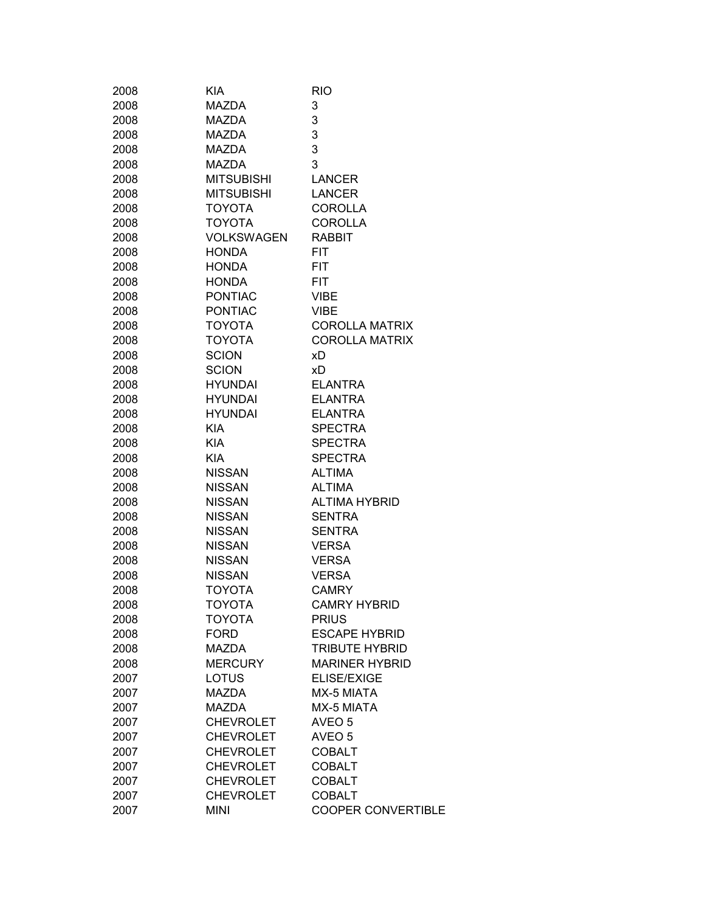| | | |
|---|---|---|
| 2008 | KIA | RIO |
| 2008 | MAZDA | 3 |
| 2008 | MAZDA | 3 |
| 2008 | MAZDA | 3 |
| 2008 | MAZDA | 3 |
| 2008 | MAZDA | 3 |
| 2008 | MITSUBISHI | LANCER |
| 2008 | MITSUBISHI | LANCER |
| 2008 | TOYOTA | COROLLA |
| 2008 | TOYOTA | COROLLA |
| 2008 | VOLKSWAGEN | RABBIT |
| 2008 | HONDA | FIT |
| 2008 | HONDA | FIT |
| 2008 | HONDA | FIT |
| 2008 | PONTIAC | VIBE |
| 2008 | PONTIAC | VIBE |
| 2008 | TOYOTA | COROLLA MATRIX |
| 2008 | TOYOTA | COROLLA MATRIX |
| 2008 | SCION | xD |
| 2008 | SCION | xD |
| 2008 | HYUNDAI | ELANTRA |
| 2008 | HYUNDAI | ELANTRA |
| 2008 | HYUNDAI | ELANTRA |
| 2008 | KIA | SPECTRA |
| 2008 | KIA | SPECTRA |
| 2008 | KIA | SPECTRA |
| 2008 | NISSAN | ALTIMA |
| 2008 | NISSAN | ALTIMA |
| 2008 | NISSAN | ALTIMA HYBRID |
| 2008 | NISSAN | SENTRA |
| 2008 | NISSAN | SENTRA |
| 2008 | NISSAN | VERSA |
| 2008 | NISSAN | VERSA |
| 2008 | NISSAN | VERSA |
| 2008 | TOYOTA | CAMRY |
| 2008 | TOYOTA | CAMRY HYBRID |
| 2008 | TOYOTA | PRIUS |
| 2008 | FORD | ESCAPE HYBRID |
| 2008 | MAZDA | TRIBUTE HYBRID |
| 2008 | MERCURY | MARINER HYBRID |
| 2007 | LOTUS | ELISE/EXIGE |
| 2007 | MAZDA | MX-5 MIATA |
| 2007 | MAZDA | MX-5 MIATA |
| 2007 | CHEVROLET | AVEO 5 |
| 2007 | CHEVROLET | AVEO 5 |
| 2007 | CHEVROLET | COBALT |
| 2007 | CHEVROLET | COBALT |
| 2007 | CHEVROLET | COBALT |
| 2007 | CHEVROLET | COBALT |
| 2007 | MINI | COOPER CONVERTIBLE |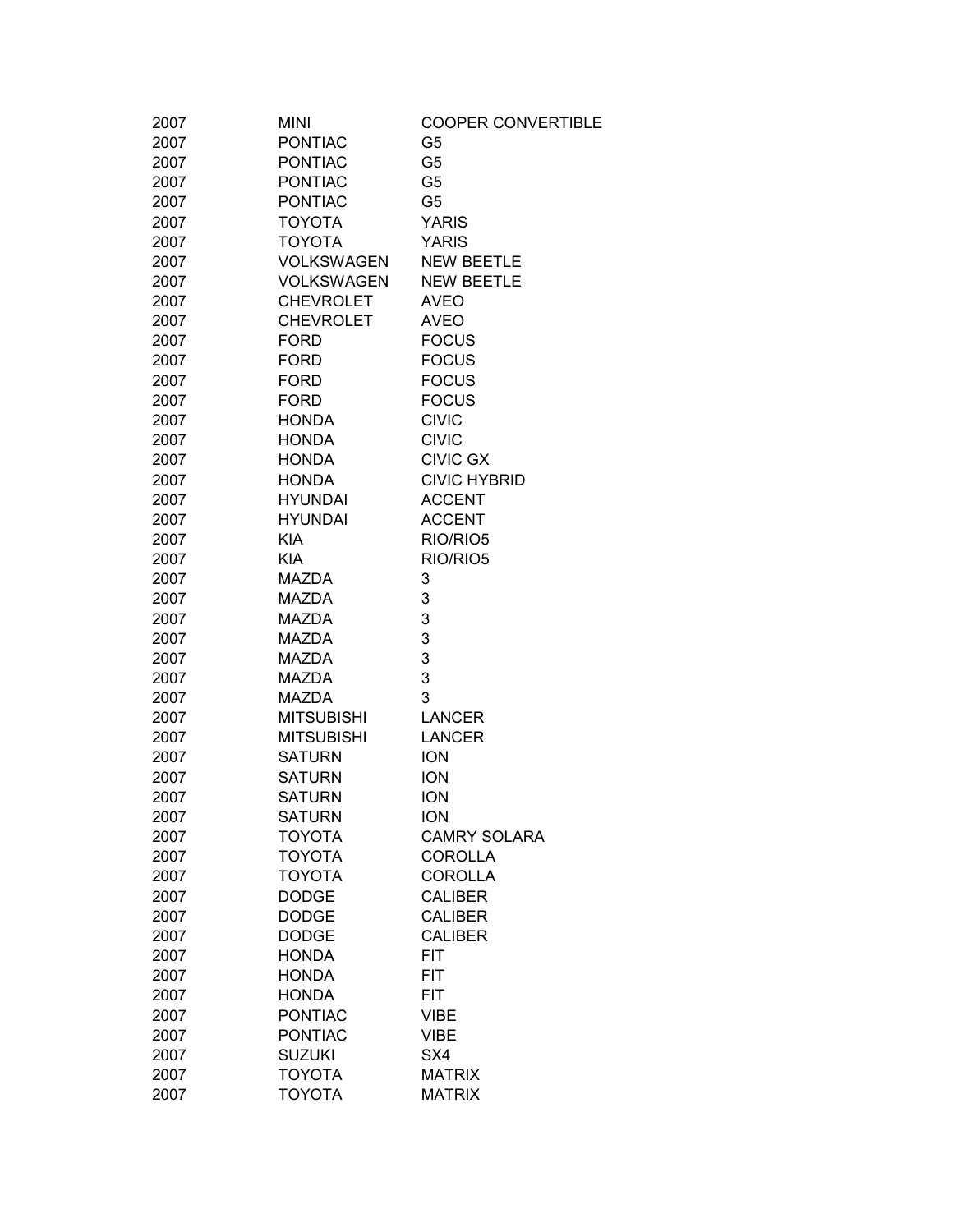| | | |
|---|---|---|
| 2007 | MINI | COOPER CONVERTIBLE |
| 2007 | PONTIAC | G5 |
| 2007 | PONTIAC | G5 |
| 2007 | PONTIAC | G5 |
| 2007 | PONTIAC | G5 |
| 2007 | TOYOTA | YARIS |
| 2007 | TOYOTA | YARIS |
| 2007 | VOLKSWAGEN | NEW BEETLE |
| 2007 | VOLKSWAGEN | NEW BEETLE |
| 2007 | CHEVROLET | AVEO |
| 2007 | CHEVROLET | AVEO |
| 2007 | FORD | FOCUS |
| 2007 | FORD | FOCUS |
| 2007 | FORD | FOCUS |
| 2007 | FORD | FOCUS |
| 2007 | HONDA | CIVIC |
| 2007 | HONDA | CIVIC |
| 2007 | HONDA | CIVIC GX |
| 2007 | HONDA | CIVIC HYBRID |
| 2007 | HYUNDAI | ACCENT |
| 2007 | HYUNDAI | ACCENT |
| 2007 | KIA | RIO/RIO5 |
| 2007 | KIA | RIO/RIO5 |
| 2007 | MAZDA | 3 |
| 2007 | MAZDA | 3 |
| 2007 | MAZDA | 3 |
| 2007 | MAZDA | 3 |
| 2007 | MAZDA | 3 |
| 2007 | MAZDA | 3 |
| 2007 | MAZDA | 3 |
| 2007 | MITSUBISHI | LANCER |
| 2007 | MITSUBISHI | LANCER |
| 2007 | SATURN | ION |
| 2007 | SATURN | ION |
| 2007 | SATURN | ION |
| 2007 | SATURN | ION |
| 2007 | TOYOTA | CAMRY SOLARA |
| 2007 | TOYOTA | COROLLA |
| 2007 | TOYOTA | COROLLA |
| 2007 | DODGE | CALIBER |
| 2007 | DODGE | CALIBER |
| 2007 | DODGE | CALIBER |
| 2007 | HONDA | FIT |
| 2007 | HONDA | FIT |
| 2007 | HONDA | FIT |
| 2007 | PONTIAC | VIBE |
| 2007 | PONTIAC | VIBE |
| 2007 | SUZUKI | SX4 |
| 2007 | TOYOTA | MATRIX |
| 2007 | TOYOTA | MATRIX |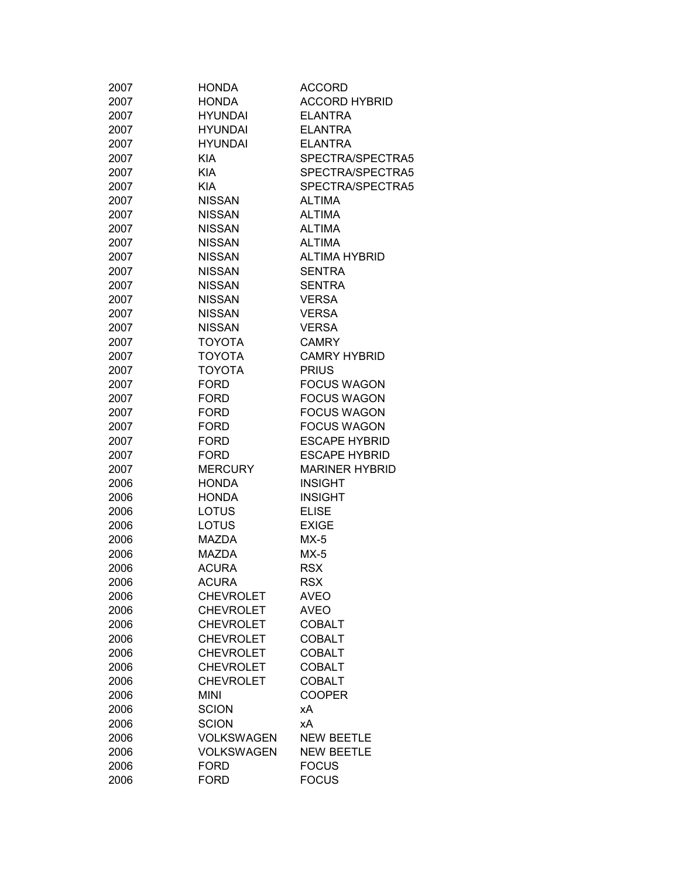| | | |
|---|---|---|
| 2007 | HONDA | ACCORD |
| 2007 | HONDA | ACCORD HYBRID |
| 2007 | HYUNDAI | ELANTRA |
| 2007 | HYUNDAI | ELANTRA |
| 2007 | HYUNDAI | ELANTRA |
| 2007 | KIA | SPECTRA/SPECTRA5 |
| 2007 | KIA | SPECTRA/SPECTRA5 |
| 2007 | KIA | SPECTRA/SPECTRA5 |
| 2007 | NISSAN | ALTIMA |
| 2007 | NISSAN | ALTIMA |
| 2007 | NISSAN | ALTIMA |
| 2007 | NISSAN | ALTIMA |
| 2007 | NISSAN | ALTIMA HYBRID |
| 2007 | NISSAN | SENTRA |
| 2007 | NISSAN | SENTRA |
| 2007 | NISSAN | VERSA |
| 2007 | NISSAN | VERSA |
| 2007 | NISSAN | VERSA |
| 2007 | TOYOTA | CAMRY |
| 2007 | TOYOTA | CAMRY HYBRID |
| 2007 | TOYOTA | PRIUS |
| 2007 | FORD | FOCUS WAGON |
| 2007 | FORD | FOCUS WAGON |
| 2007 | FORD | FOCUS WAGON |
| 2007 | FORD | FOCUS WAGON |
| 2007 | FORD | ESCAPE HYBRID |
| 2007 | FORD | ESCAPE HYBRID |
| 2007 | MERCURY | MARINER HYBRID |
| 2006 | HONDA | INSIGHT |
| 2006 | HONDA | INSIGHT |
| 2006 | LOTUS | ELISE |
| 2006 | LOTUS | EXIGE |
| 2006 | MAZDA | MX-5 |
| 2006 | MAZDA | MX-5 |
| 2006 | ACURA | RSX |
| 2006 | ACURA | RSX |
| 2006 | CHEVROLET | AVEO |
| 2006 | CHEVROLET | AVEO |
| 2006 | CHEVROLET | COBALT |
| 2006 | CHEVROLET | COBALT |
| 2006 | CHEVROLET | COBALT |
| 2006 | CHEVROLET | COBALT |
| 2006 | CHEVROLET | COBALT |
| 2006 | MINI | COOPER |
| 2006 | SCION | xA |
| 2006 | SCION | xA |
| 2006 | VOLKSWAGEN | NEW BEETLE |
| 2006 | VOLKSWAGEN | NEW BEETLE |
| 2006 | FORD | FOCUS |
| 2006 | FORD | FOCUS |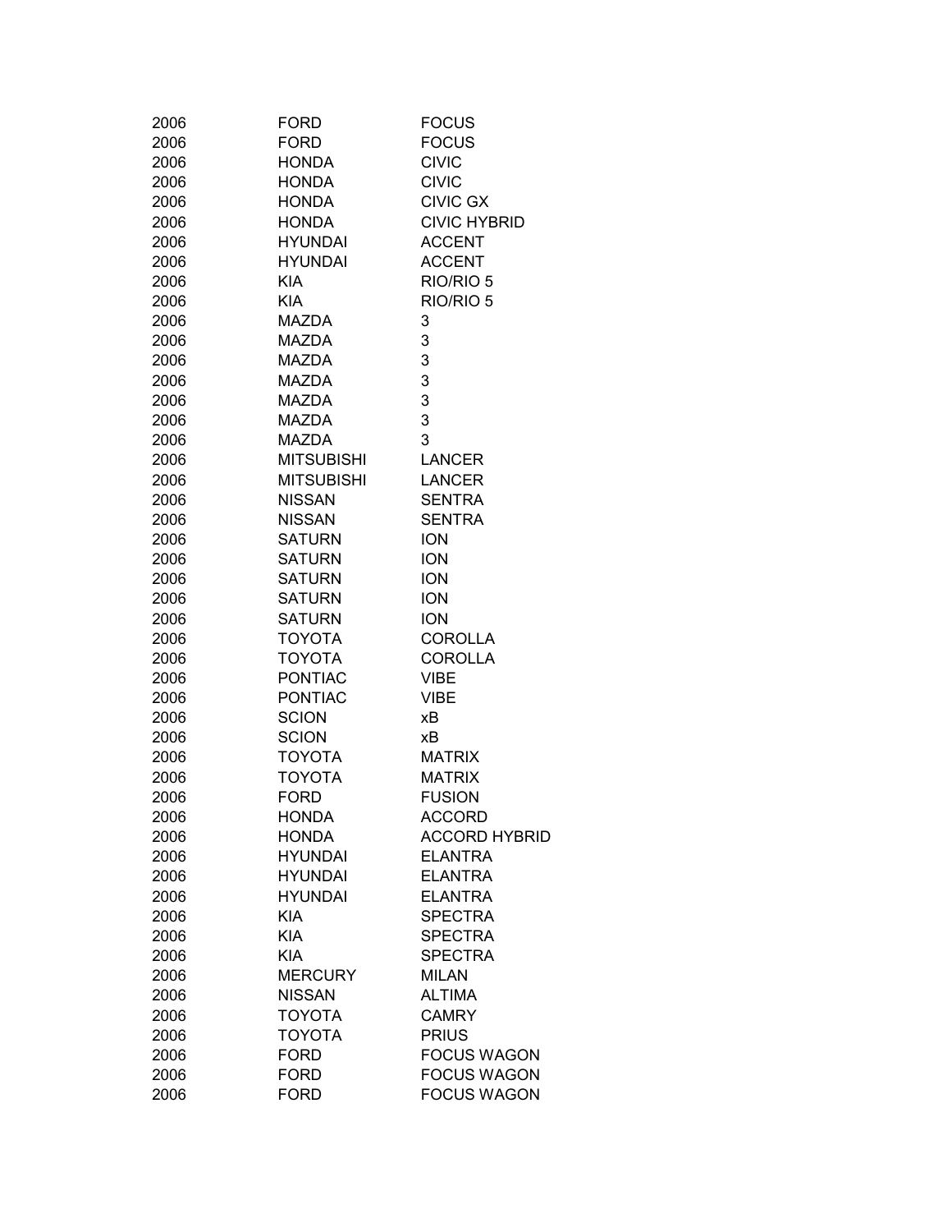| | | |
|---|---|---|
| 2006 | FORD | FOCUS |
| 2006 | FORD | FOCUS |
| 2006 | HONDA | CIVIC |
| 2006 | HONDA | CIVIC |
| 2006 | HONDA | CIVIC GX |
| 2006 | HONDA | CIVIC HYBRID |
| 2006 | HYUNDAI | ACCENT |
| 2006 | HYUNDAI | ACCENT |
| 2006 | KIA | RIO/RIO 5 |
| 2006 | KIA | RIO/RIO 5 |
| 2006 | MAZDA | 3 |
| 2006 | MAZDA | 3 |
| 2006 | MAZDA | 3 |
| 2006 | MAZDA | 3 |
| 2006 | MAZDA | 3 |
| 2006 | MAZDA | 3 |
| 2006 | MAZDA | 3 |
| 2006 | MITSUBISHI | LANCER |
| 2006 | MITSUBISHI | LANCER |
| 2006 | NISSAN | SENTRA |
| 2006 | NISSAN | SENTRA |
| 2006 | SATURN | ION |
| 2006 | SATURN | ION |
| 2006 | SATURN | ION |
| 2006 | SATURN | ION |
| 2006 | SATURN | ION |
| 2006 | TOYOTA | COROLLA |
| 2006 | TOYOTA | COROLLA |
| 2006 | PONTIAC | VIBE |
| 2006 | PONTIAC | VIBE |
| 2006 | SCION | xB |
| 2006 | SCION | xB |
| 2006 | TOYOTA | MATRIX |
| 2006 | TOYOTA | MATRIX |
| 2006 | FORD | FUSION |
| 2006 | HONDA | ACCORD |
| 2006 | HONDA | ACCORD HYBRID |
| 2006 | HYUNDAI | ELANTRA |
| 2006 | HYUNDAI | ELANTRA |
| 2006 | HYUNDAI | ELANTRA |
| 2006 | KIA | SPECTRA |
| 2006 | KIA | SPECTRA |
| 2006 | KIA | SPECTRA |
| 2006 | MERCURY | MILAN |
| 2006 | NISSAN | ALTIMA |
| 2006 | TOYOTA | CAMRY |
| 2006 | TOYOTA | PRIUS |
| 2006 | FORD | FOCUS WAGON |
| 2006 | FORD | FOCUS WAGON |
| 2006 | FORD | FOCUS WAGON |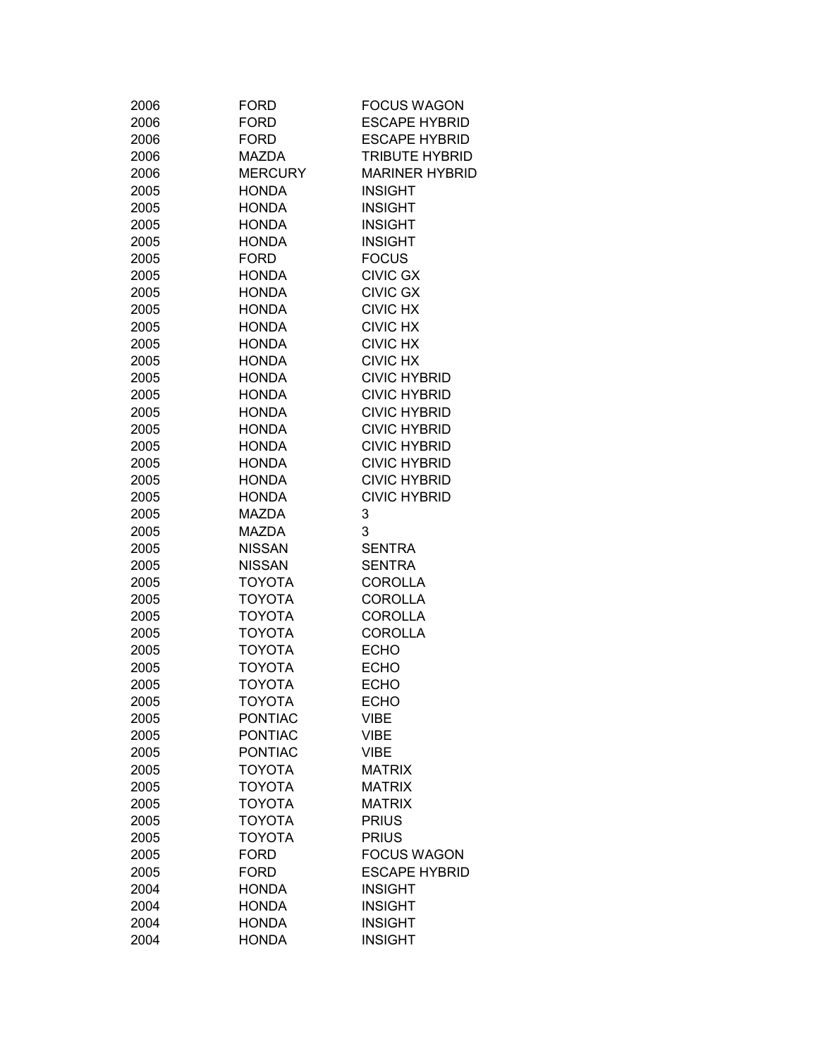| | | |
|---|---|---|
| 2006 | FORD | FOCUS WAGON |
| 2006 | FORD | ESCAPE HYBRID |
| 2006 | FORD | ESCAPE HYBRID |
| 2006 | MAZDA | TRIBUTE HYBRID |
| 2006 | MERCURY | MARINER HYBRID |
| 2005 | HONDA | INSIGHT |
| 2005 | HONDA | INSIGHT |
| 2005 | HONDA | INSIGHT |
| 2005 | HONDA | INSIGHT |
| 2005 | FORD | FOCUS |
| 2005 | HONDA | CIVIC GX |
| 2005 | HONDA | CIVIC GX |
| 2005 | HONDA | CIVIC HX |
| 2005 | HONDA | CIVIC HX |
| 2005 | HONDA | CIVIC HX |
| 2005 | HONDA | CIVIC HX |
| 2005 | HONDA | CIVIC HYBRID |
| 2005 | HONDA | CIVIC HYBRID |
| 2005 | HONDA | CIVIC HYBRID |
| 2005 | HONDA | CIVIC HYBRID |
| 2005 | HONDA | CIVIC HYBRID |
| 2005 | HONDA | CIVIC HYBRID |
| 2005 | HONDA | CIVIC HYBRID |
| 2005 | HONDA | CIVIC HYBRID |
| 2005 | MAZDA | 3 |
| 2005 | MAZDA | 3 |
| 2005 | NISSAN | SENTRA |
| 2005 | NISSAN | SENTRA |
| 2005 | TOYOTA | COROLLA |
| 2005 | TOYOTA | COROLLA |
| 2005 | TOYOTA | COROLLA |
| 2005 | TOYOTA | COROLLA |
| 2005 | TOYOTA | ECHO |
| 2005 | TOYOTA | ECHO |
| 2005 | TOYOTA | ECHO |
| 2005 | TOYOTA | ECHO |
| 2005 | PONTIAC | VIBE |
| 2005 | PONTIAC | VIBE |
| 2005 | PONTIAC | VIBE |
| 2005 | TOYOTA | MATRIX |
| 2005 | TOYOTA | MATRIX |
| 2005 | TOYOTA | MATRIX |
| 2005 | TOYOTA | PRIUS |
| 2005 | TOYOTA | PRIUS |
| 2005 | FORD | FOCUS WAGON |
| 2005 | FORD | ESCAPE HYBRID |
| 2004 | HONDA | INSIGHT |
| 2004 | HONDA | INSIGHT |
| 2004 | HONDA | INSIGHT |
| 2004 | HONDA | INSIGHT |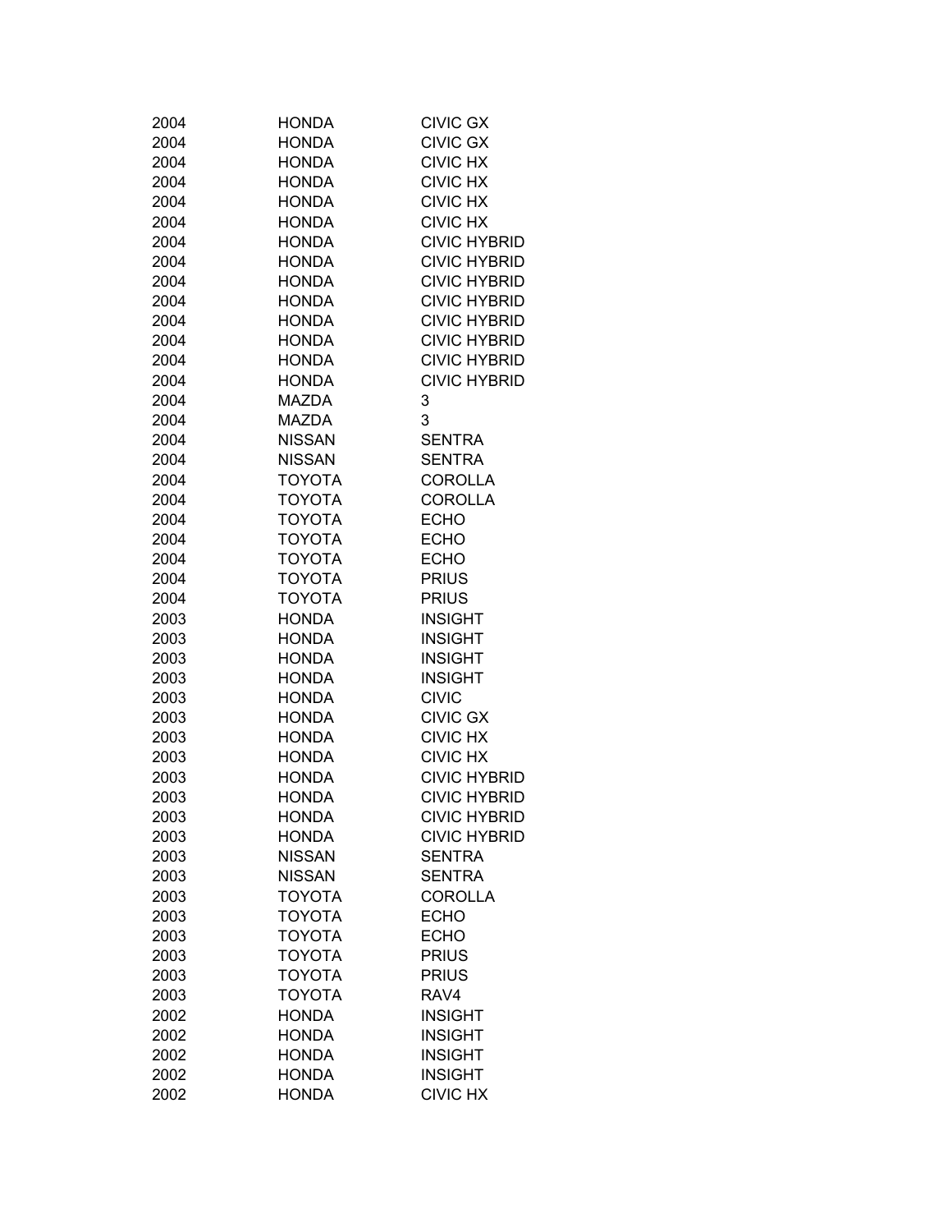| | | |
|---|---|---|
| 2004 | HONDA | CIVIC GX |
| 2004 | HONDA | CIVIC GX |
| 2004 | HONDA | CIVIC HX |
| 2004 | HONDA | CIVIC HX |
| 2004 | HONDA | CIVIC HX |
| 2004 | HONDA | CIVIC HX |
| 2004 | HONDA | CIVIC HYBRID |
| 2004 | HONDA | CIVIC HYBRID |
| 2004 | HONDA | CIVIC HYBRID |
| 2004 | HONDA | CIVIC HYBRID |
| 2004 | HONDA | CIVIC HYBRID |
| 2004 | HONDA | CIVIC HYBRID |
| 2004 | HONDA | CIVIC HYBRID |
| 2004 | HONDA | CIVIC HYBRID |
| 2004 | MAZDA | 3 |
| 2004 | MAZDA | 3 |
| 2004 | NISSAN | SENTRA |
| 2004 | NISSAN | SENTRA |
| 2004 | TOYOTA | COROLLA |
| 2004 | TOYOTA | COROLLA |
| 2004 | TOYOTA | ECHO |
| 2004 | TOYOTA | ECHO |
| 2004 | TOYOTA | ECHO |
| 2004 | TOYOTA | PRIUS |
| 2004 | TOYOTA | PRIUS |
| 2003 | HONDA | INSIGHT |
| 2003 | HONDA | INSIGHT |
| 2003 | HONDA | INSIGHT |
| 2003 | HONDA | INSIGHT |
| 2003 | HONDA | CIVIC |
| 2003 | HONDA | CIVIC GX |
| 2003 | HONDA | CIVIC HX |
| 2003 | HONDA | CIVIC HX |
| 2003 | HONDA | CIVIC HYBRID |
| 2003 | HONDA | CIVIC HYBRID |
| 2003 | HONDA | CIVIC HYBRID |
| 2003 | HONDA | CIVIC HYBRID |
| 2003 | NISSAN | SENTRA |
| 2003 | NISSAN | SENTRA |
| 2003 | TOYOTA | COROLLA |
| 2003 | TOYOTA | ECHO |
| 2003 | TOYOTA | ECHO |
| 2003 | TOYOTA | PRIUS |
| 2003 | TOYOTA | PRIUS |
| 2003 | TOYOTA | RAV4 |
| 2002 | HONDA | INSIGHT |
| 2002 | HONDA | INSIGHT |
| 2002 | HONDA | INSIGHT |
| 2002 | HONDA | INSIGHT |
| 2002 | HONDA | CIVIC HX |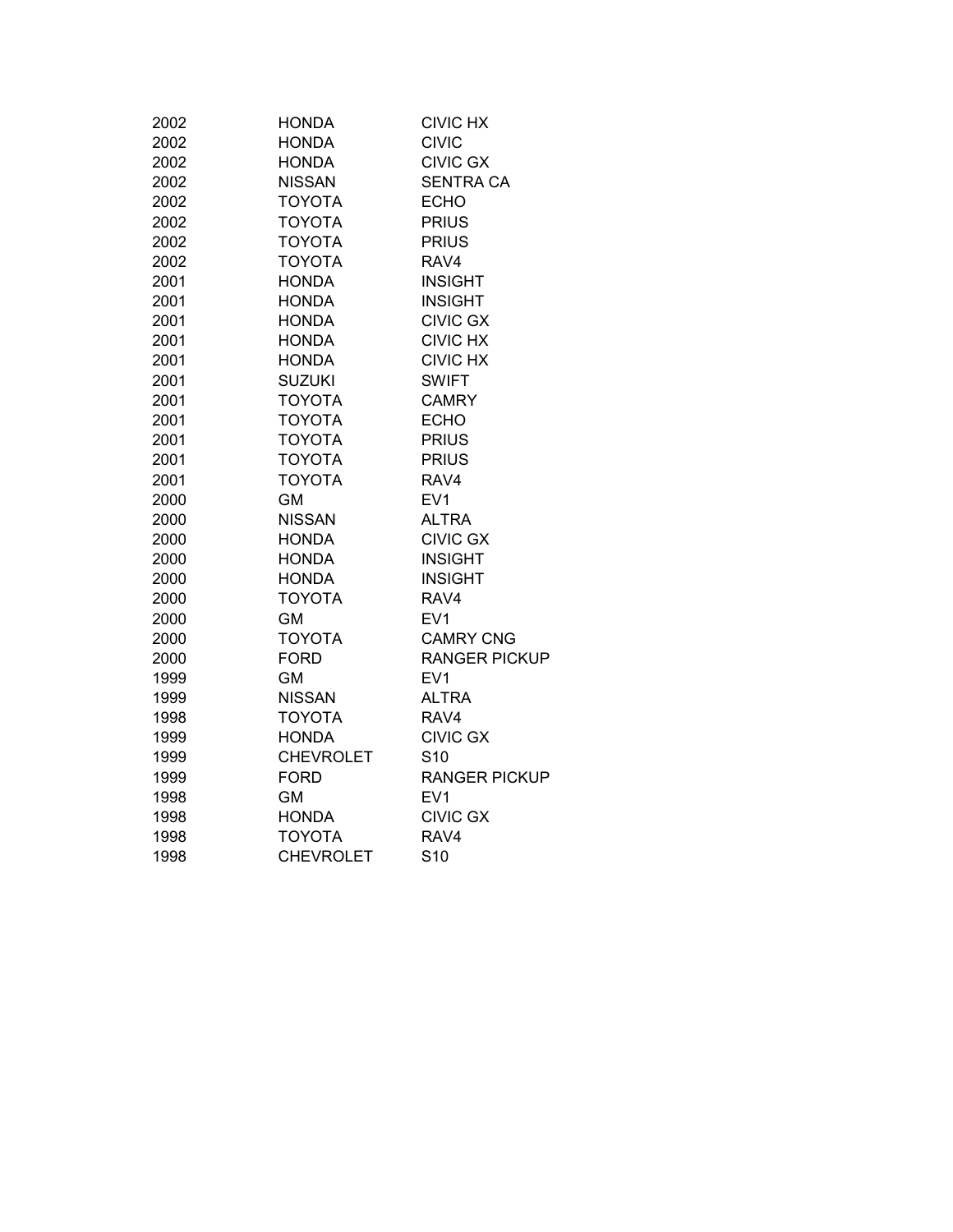| | | |
|---|---|---|
| 2002 | HONDA | CIVIC HX |
| 2002 | HONDA | CIVIC |
| 2002 | HONDA | CIVIC GX |
| 2002 | NISSAN | SENTRA CA |
| 2002 | TOYOTA | ECHO |
| 2002 | TOYOTA | PRIUS |
| 2002 | TOYOTA | PRIUS |
| 2002 | TOYOTA | RAV4 |
| 2001 | HONDA | INSIGHT |
| 2001 | HONDA | INSIGHT |
| 2001 | HONDA | CIVIC GX |
| 2001 | HONDA | CIVIC HX |
| 2001 | HONDA | CIVIC HX |
| 2001 | SUZUKI | SWIFT |
| 2001 | TOYOTA | CAMRY |
| 2001 | TOYOTA | ECHO |
| 2001 | TOYOTA | PRIUS |
| 2001 | TOYOTA | PRIUS |
| 2001 | TOYOTA | RAV4 |
| 2000 | GM | EV1 |
| 2000 | NISSAN | ALTRA |
| 2000 | HONDA | CIVIC GX |
| 2000 | HONDA | INSIGHT |
| 2000 | HONDA | INSIGHT |
| 2000 | TOYOTA | RAV4 |
| 2000 | GM | EV1 |
| 2000 | TOYOTA | CAMRY CNG |
| 2000 | FORD | RANGER PICKUP |
| 1999 | GM | EV1 |
| 1999 | NISSAN | ALTRA |
| 1998 | TOYOTA | RAV4 |
| 1999 | HONDA | CIVIC GX |
| 1999 | CHEVROLET | S10 |
| 1999 | FORD | RANGER PICKUP |
| 1998 | GM | EV1 |
| 1998 | HONDA | CIVIC GX |
| 1998 | TOYOTA | RAV4 |
| 1998 | CHEVROLET | S10 |